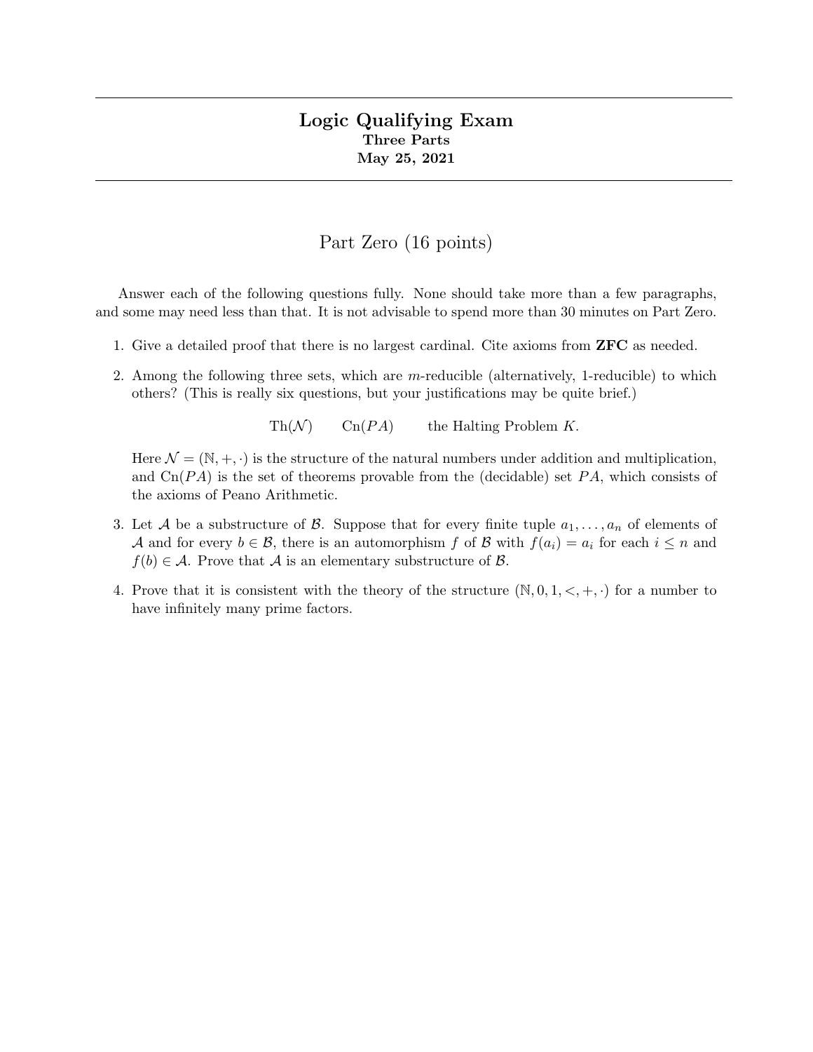# Logic Qualifying Exam

**Three Parts**

**May 25, 2021**

## Part Zero (16 points)

Answer each of the following questions fully. None should take more than a few paragraphs, and some may need less than that. It is not advisable to spend more than 30 minutes on Part Zero.

1. Give a detailed proof that there is no largest cardinal. Cite axioms from **ZFC** as needed.

2. Among the following three sets, which are $m$-reducible (alternatively, 1-reducible) to which others? (This is really six questions, but your justifications may be quite brief.)

   $$\mathrm{Th}(\mathcal{N}) \qquad \mathrm{Cn}(PA) \qquad \text{the Halting Problem } K.$$

   Here $\mathcal{N} = (\mathbb{N}, +, \cdot)$ is the structure of the natural numbers under addition and multiplication, and $\mathrm{Cn}(PA)$ is the set of theorems provable from the (decidable) set $PA$, which consists of the axioms of Peano Arithmetic.

3. Let $\mathcal{A}$ be a substructure of $\mathcal{B}$. Suppose that for every finite tuple $a_1, \ldots, a_n$ of elements of $\mathcal{A}$ and for every $b \in \mathcal{B}$, there is an automorphism $f$ of $\mathcal{B}$ with $f(a_i) = a_i$ for each $i \leq n$ and $f(b) \in \mathcal{A}$. Prove that $\mathcal{A}$ is an elementary substructure of $\mathcal{B}$.

4. Prove that it is consistent with the theory of the structure $(\mathbb{N}, 0, 1, <, +, \cdot)$ for a number to have infinitely many prime factors.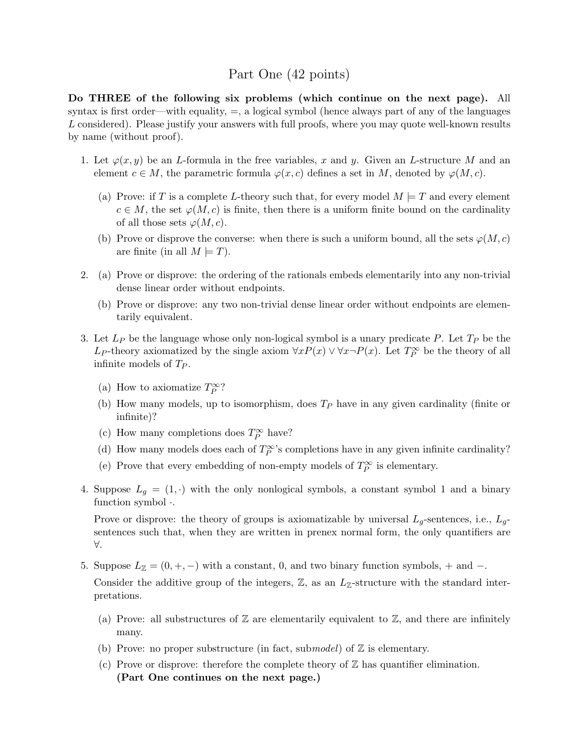# Part One (42 points)

**Do THREE of the following six problems (which continue on the next page).** All syntax is first order—with equality, $=$, a logical symbol (hence always part of any of the languages $L$ considered). Please justify your answers with full proofs, where you may quote well-known results by name (without proof).

1. Let $\varphi(x, y)$ be an $L$-formula in the free variables, $x$ and $y$. Given an $L$-structure $M$ and an element $c \in M$, the parametric formula $\varphi(x, c)$ defines a set in $M$, denoted by $\varphi(M, c)$.

   (a) Prove: if $T$ is a complete $L$-theory such that, for every model $M \models T$ and every element $c \in M$, the set $\varphi(M, c)$ is finite, then there is a uniform finite bound on the cardinality of all those sets $\varphi(M, c)$.

   (b) Prove or disprove the converse: when there is such a uniform bound, all the sets $\varphi(M, c)$ are finite (in all $M \models T$).

2. (a) Prove or disprove: the ordering of the rationals embeds elementarily into any non-trivial dense linear order without endpoints.

   (b) Prove or disprove: any two non-trivial dense linear order without endpoints are elementarily equivalent.

3. Let $L_P$ be the language whose only non-logical symbol is a unary predicate $P$. Let $T_P$ be the $L_P$-theory axiomatized by the single axiom $\forall x P(x) \vee \forall x \neg P(x)$. Let $T_P^\infty$ be the theory of all infinite models of $T_P$.

   (a) How to axiomatize $T_P^\infty$?

   (b) How many models, up to isomorphism, does $T_P$ have in any given cardinality (finite or infinite)?

   (c) How many completions does $T_P^\infty$ have?

   (d) How many models does each of $T_P^\infty$'s completions have in any given infinite cardinality?

   (e) Prove that every embedding of non-empty models of $T_P^\infty$ is elementary.

4. Suppose $L_g = (1, \cdot)$ with the only nonlogical symbols, a constant symbol 1 and a binary function symbol $\cdot$.

   Prove or disprove: the theory of groups is axiomatizable by universal $L_g$-sentences, i.e., $L_g$-sentences such that, when they are written in prenex normal form, the only quantifiers are $\forall$.

5. Suppose $L_{\mathbb{Z}} = (0, +, -)$ with a constant, 0, and two binary function symbols, $+$ and $-$.

   Consider the additive group of the integers, $\mathbb{Z}$, as an $L_{\mathbb{Z}}$-structure with the standard interpretations.

   (a) Prove: all substructures of $\mathbb{Z}$ are elementarily equivalent to $\mathbb{Z}$, and there are infinitely many.

   (b) Prove: no proper substructure (in fact, sub*model*) of $\mathbb{Z}$ is elementary.

   (c) Prove or disprove: therefore the complete theory of $\mathbb{Z}$ has quantifier elimination.

**(Part One continues on the next page.)**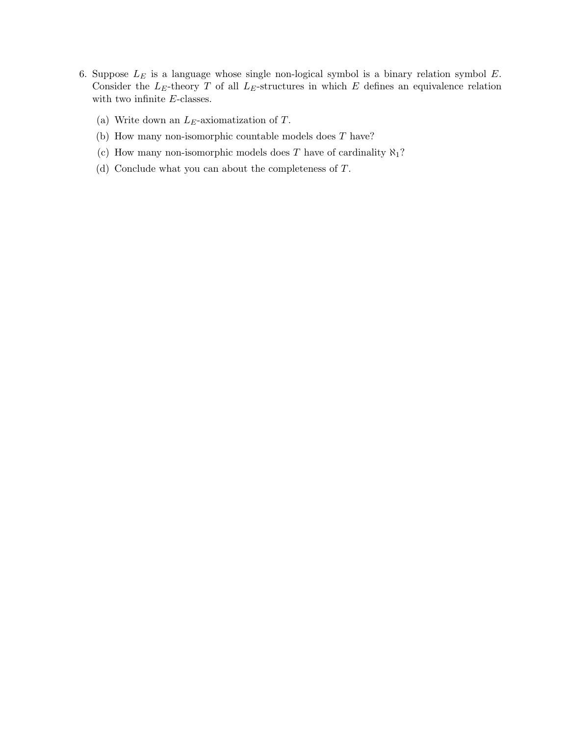6. Suppose $L_E$ is a language whose single non-logical symbol is a binary relation symbol $E$. Consider the $L_E$-theory $T$ of all $L_E$-structures in which $E$ defines an equivalence relation with two infinite $E$-classes.

   (a) Write down an $L_E$-axiomatization of $T$.

   (b) How many non-isomorphic countable models does $T$ have?

   (c) How many non-isomorphic models does $T$ have of cardinality $\aleph_1$?

   (d) Conclude what you can about the completeness of $T$.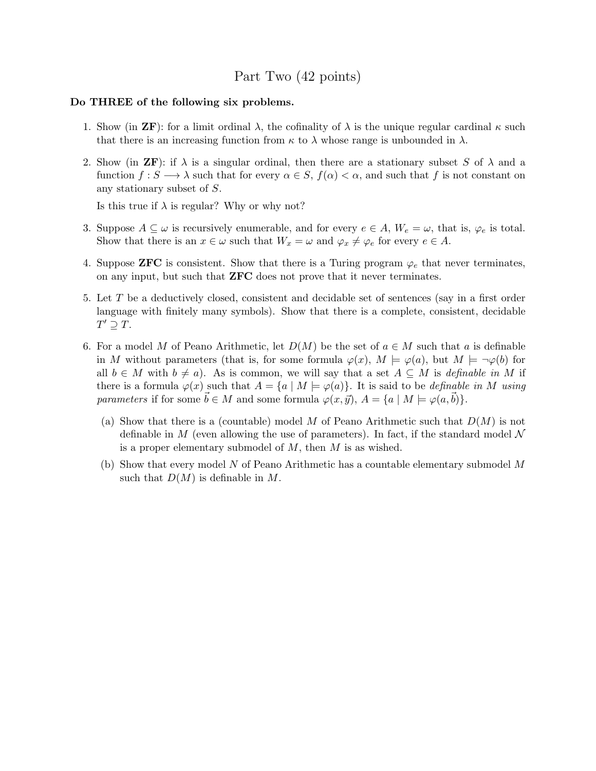# Part Two (42 points)

**Do THREE of the following six problems.**

1. Show (in **ZF**): for a limit ordinal $\lambda$, the cofinality of $\lambda$ is the unique regular cardinal $\kappa$ such that there is an increasing function from $\kappa$ to $\lambda$ whose range is unbounded in $\lambda$.

2. Show (in **ZF**): if $\lambda$ is a singular ordinal, then there are a stationary subset $S$ of $\lambda$ and a function $f : S \longrightarrow \lambda$ such that for every $\alpha \in S$, $f(\alpha) < \alpha$, and such that $f$ is not constant on any stationary subset of $S$.

   Is this true if $\lambda$ is regular? Why or why not?

3. Suppose $A \subseteq \omega$ is recursively enumerable, and for every $e \in A$, $W_e = \omega$, that is, $\varphi_e$ is total. Show that there is an $x \in \omega$ such that $W_x = \omega$ and $\varphi_x \neq \varphi_e$ for every $e \in A$.

4. Suppose **ZFC** is consistent. Show that there is a Turing program $\varphi_e$ that never terminates, on any input, but such that **ZFC** does not prove that it never terminates.

5. Let $T$ be a deductively closed, consistent and decidable set of sentences (say in a first order language with finitely many symbols). Show that there is a complete, consistent, decidable $T' \supseteq T$.

6. For a model $M$ of Peano Arithmetic, let $D(M)$ be the set of $a \in M$ such that $a$ is definable in $M$ without parameters (that is, for some formula $\varphi(x)$, $M \models \varphi(a)$, but $M \models \neg\varphi(b)$ for all $b \in M$ with $b \neq a$). As is common, we will say that a set $A \subseteq M$ is *definable in* $M$ if there is a formula $\varphi(x)$ such that $A = \{a \mid M \models \varphi(a)\}$. It is said to be *definable in* $M$ *using parameters* if for some $\vec{b} \in M$ and some formula $\varphi(x, \vec{y})$, $A = \{a \mid M \models \varphi(a, \vec{b})\}$.

   (a) Show that there is a (countable) model $M$ of Peano Arithmetic such that $D(M)$ is not definable in $M$ (even allowing the use of parameters). In fact, if the standard model $\mathcal{N}$ is a proper elementary submodel of $M$, then $M$ is as wished.

   (b) Show that every model $N$ of Peano Arithmetic has a countable elementary submodel $M$ such that $D(M)$ is definable in $M$.